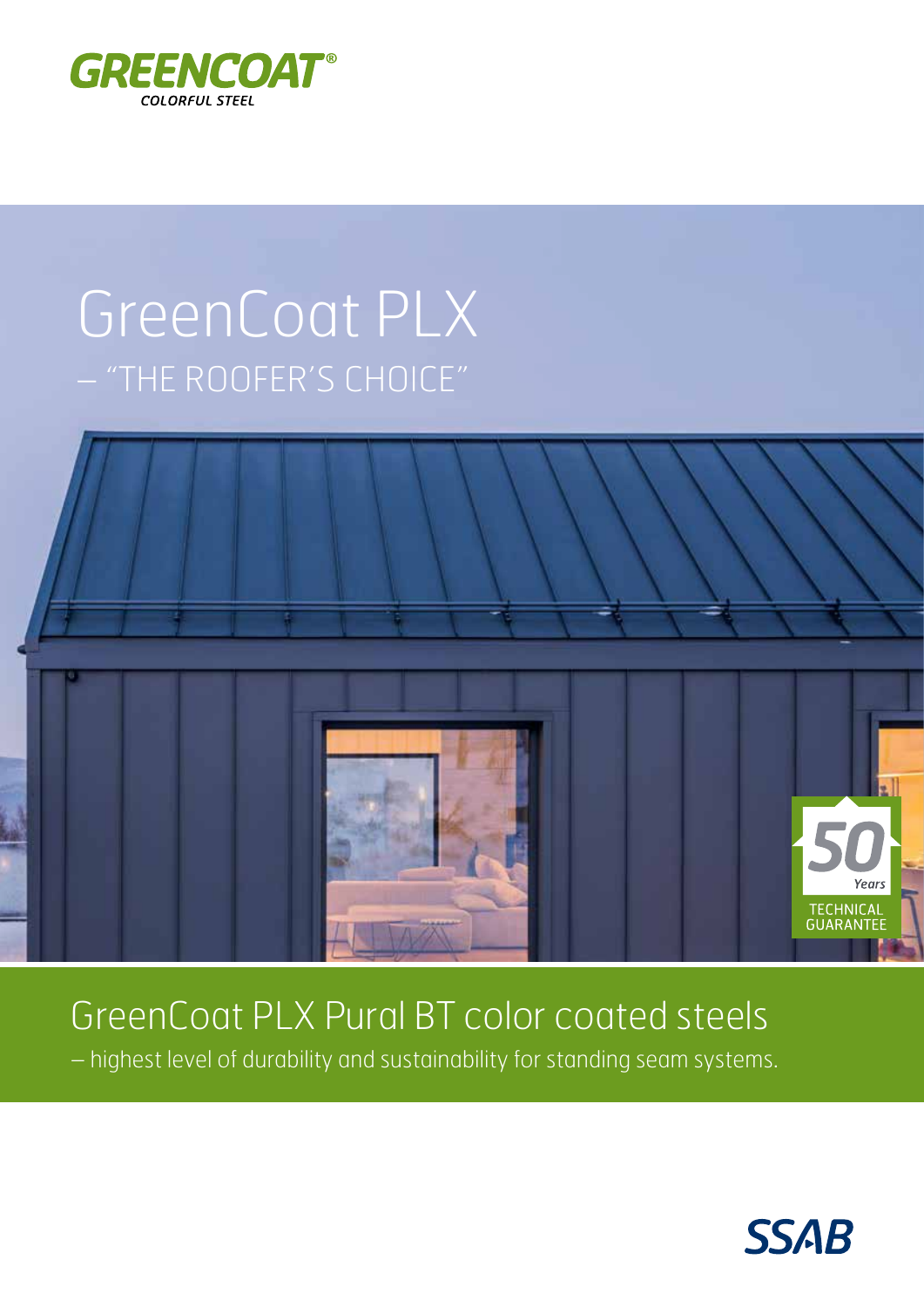GREENCOAT®
COLORFUL STEEL

# GreenCoat PLX
## – "THE ROOFER'S CHOICE"

50 Years TECHNICAL GUARANTEE

## GreenCoat PLX Pural BT color coated steels
– highest level of durability and sustainability for standing seam systems.

SSAB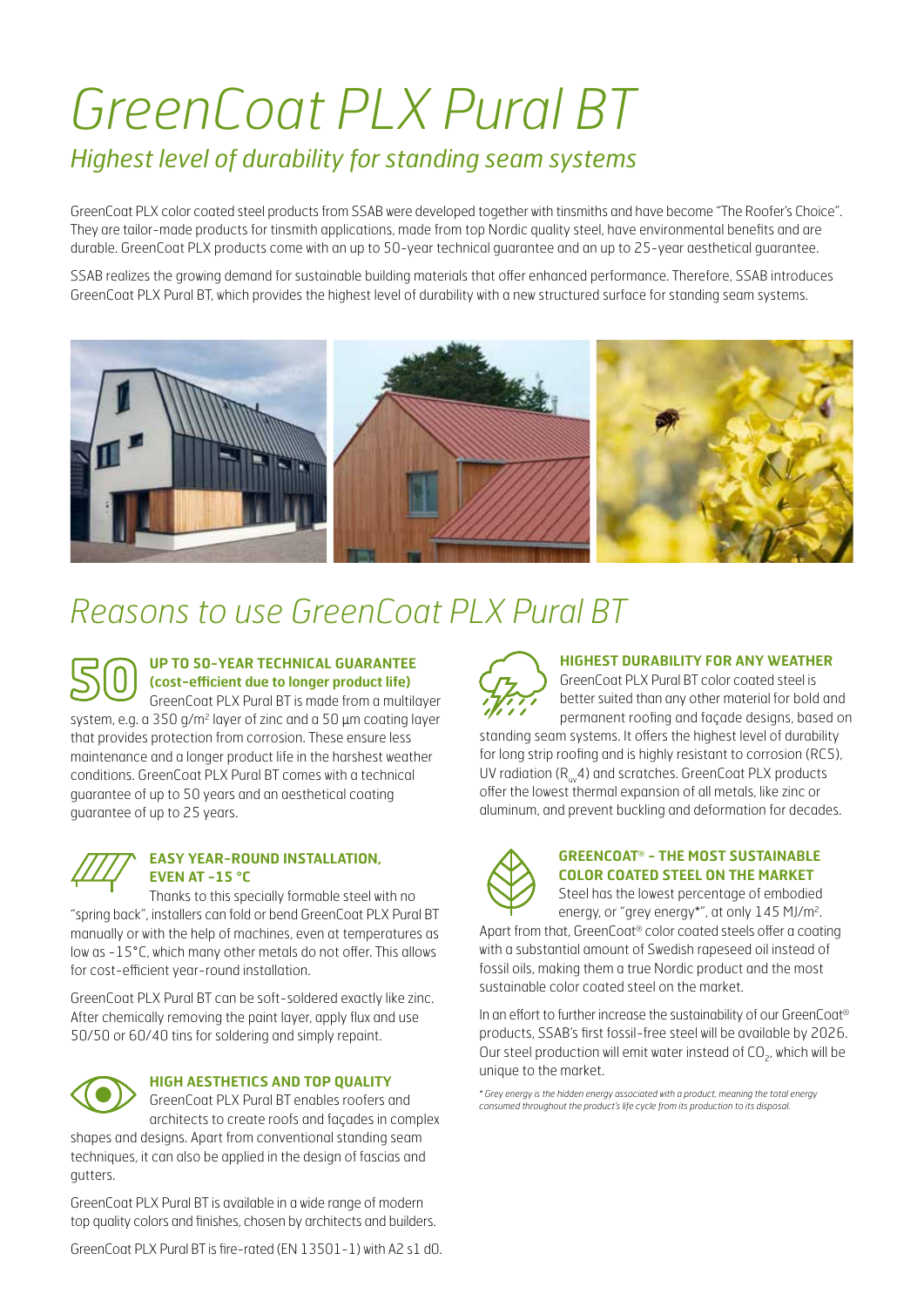# GreenCoat PLX Pural BT

## *Highest level of durability for standing seam systems*

GreenCoat PLX color coated steel products from SSAB were developed together with tinsmiths and have become "The Roofer's Choice". They are tailor-made products for tinsmith applications, made from top Nordic quality steel, have environmental benefits and are durable. GreenCoat PLX products come with an up to 50-year technical guarantee and an up to 25-year aesthetical guarantee.

SSAB realizes the growing demand for sustainable building materials that offer enhanced performance. Therefore, SSAB introduces GreenCoat PLX Pural BT, which provides the highest level of durability with a new structured surface for standing seam systems.

## *Reasons to use GreenCoat PLX Pural BT*

### UP TO 50-YEAR TECHNICAL GUARANTEE (cost-efficient due to longer product life)

GreenCoat PLX Pural BT is made from a multilayer system, e.g. a 350 g/m² layer of zinc and a 50 µm coating layer that provides protection from corrosion. These ensure less maintenance and a longer product life in the harshest weather conditions. GreenCoat PLX Pural BT comes with a technical guarantee of up to 50 years and an aesthetical coating guarantee of up to 25 years.

### EASY YEAR-ROUND INSTALLATION, EVEN AT -15 °C

Thanks to this specially formable steel with no "spring back", installers can fold or bend GreenCoat PLX Pural BT manually or with the help of machines, even at temperatures as low as -15°C, which many other metals do not offer. This allows for cost-efficient year-round installation.

GreenCoat PLX Pural BT can be soft-soldered exactly like zinc. After chemically removing the paint layer, apply flux and use 50/50 or 60/40 tins for soldering and simply repaint.

### HIGH AESTHETICS AND TOP QUALITY

GreenCoat PLX Pural BT enables roofers and architects to create roofs and façades in complex shapes and designs. Apart from conventional standing seam techniques, it can also be applied in the design of fascias and gutters.

GreenCoat PLX Pural BT is available in a wide range of modern top quality colors and finishes, chosen by architects and builders.

GreenCoat PLX Pural BT is fire-rated (EN 13501-1) with A2 s1 d0.

### HIGHEST DURABILITY FOR ANY WEATHER

GreenCoat PLX Pural BT color coated steel is better suited than any other material for bold and permanent roofing and façade designs, based on standing seam systems. It offers the highest level of durability for long strip roofing and is highly resistant to corrosion (RC5), UV radiation ($R_{uv}4$) and scratches. GreenCoat PLX products offer the lowest thermal expansion of all metals, like zinc or aluminum, and prevent buckling and deformation for decades.

### GREENCOAT® - THE MOST SUSTAINABLE COLOR COATED STEEL ON THE MARKET

Steel has the lowest percentage of embodied energy, or "grey energy*", at only 145 MJ/m². Apart from that, GreenCoat® color coated steels offer a coating with a substantial amount of Swedish rapeseed oil instead of fossil oils, making them a true Nordic product and the most sustainable color coated steel on the market.

In an effort to further increase the sustainability of our GreenCoat® products, SSAB's first fossil-free steel will be available by 2026. Our steel production will emit water instead of $CO_2$, which will be unique to the market.

*\* Grey energy is the hidden energy associated with a product, meaning the total energy consumed throughout the product's life cycle from its production to its disposal.*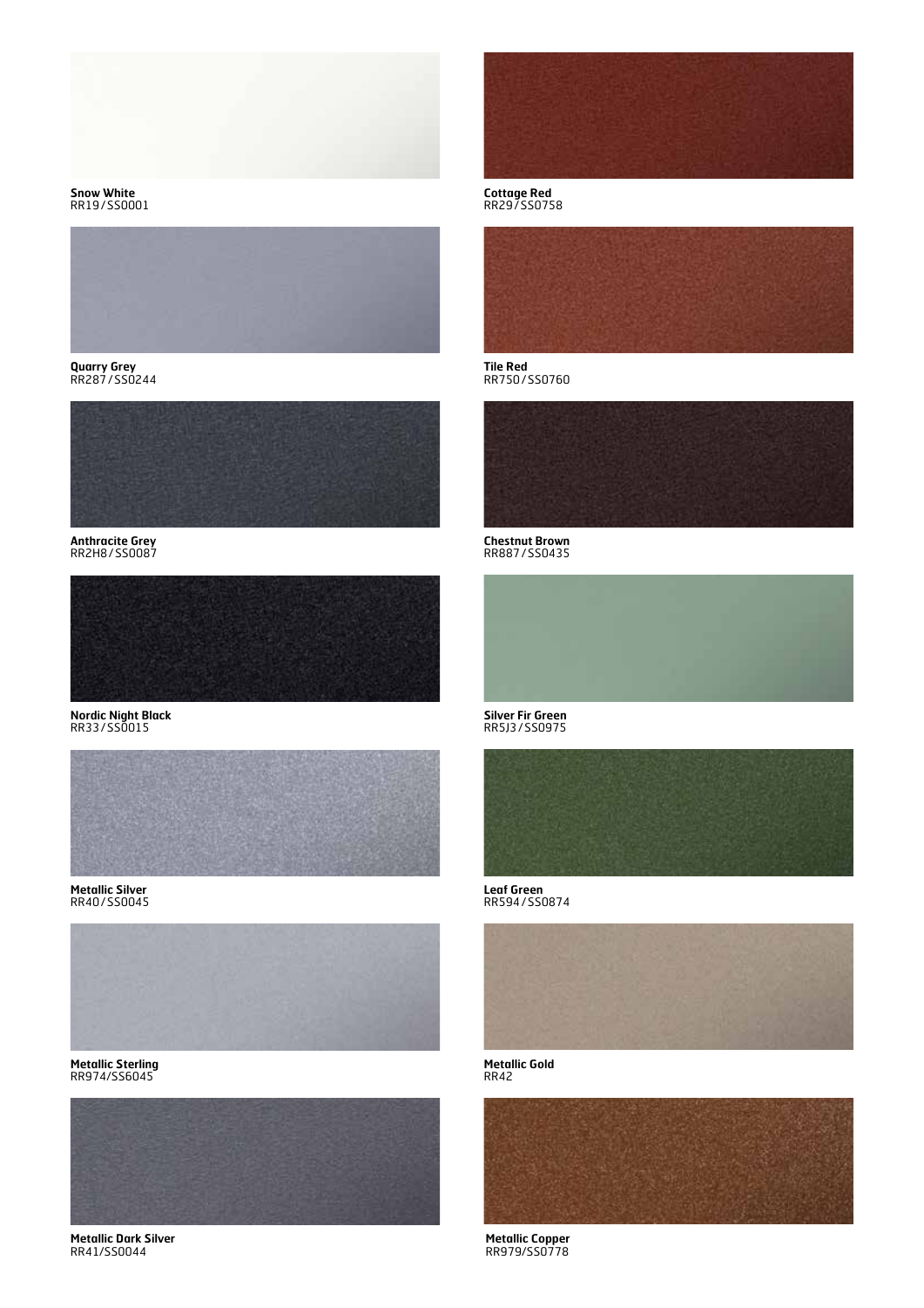**Snow White**
RR19/SS0001

**Quarry Grey**
RR287/SS0244

**Anthracite Grey**
RR2H8/SS0087

**Nordic Night Black**
RR33/SS0015

**Metallic Silver**
RR40/SS0045

**Metallic Sterling**
RR974/SS6045

**Metallic Dark Silver**
RR41/SS0044

**Cottage Red**
RR29/SS0758

**Tile Red**
RR750/SS0760

**Chestnut Brown**
RR887/SS0435

**Silver Fir Green**
RR5J3/SS0975

**Leaf Green**
RR594/SS0874

**Metallic Gold**
RR42

**Metallic Copper**
RR979/SS0778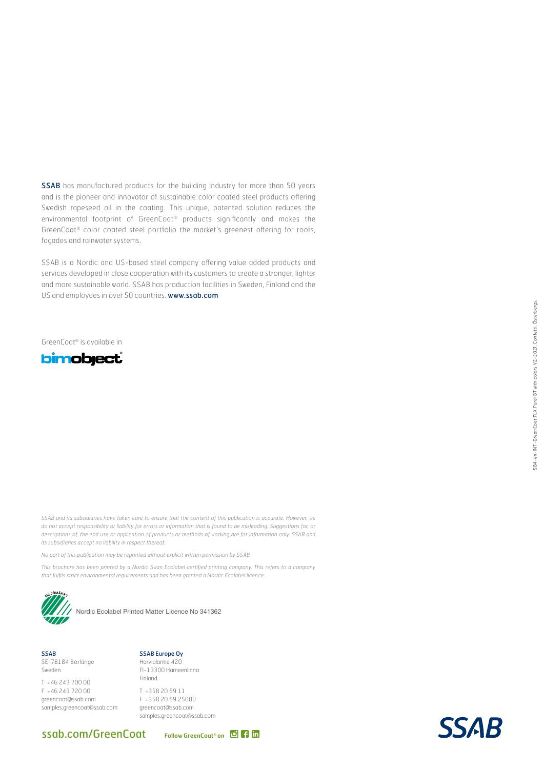**SSAB** has manufactured products for the building industry for more than 50 years and is the pioneer and innovator of sustainable color coated steel products offering Swedish rapeseed oil in the coating. This unique, patented solution reduces the environmental footprint of GreenCoat® products significantly and makes the GreenCoat® color coated steel portfolio the market's greenest offering for roofs, façades and rainwater systems.

SSAB is a Nordic and US-based steel company offering value added products and services developed in close cooperation with its customers to create a stronger, lighter and more sustainable world. SSAB has production facilities in Sweden, Finland and the US and employees in over 50 countries. **www.ssab.com**

GreenCoat® is available in

bimobject®

*SSAB and its subsidiaries have taken care to ensure that the content of this publication is accurate. However, we do not accept responsibility or liability for errors or information that is found to be misleading. Suggestions for, or descriptions of, the end use or application of products or methods of working are for information only. SSAB and its subsidiaries accept no liability in respect thereof.*

*No part of this publication may be reprinted without explicit written permission by SSAB.*

*This brochure has been printed by a Nordic Swan Ecolabel certified printing company. This refers to a company that fulfils strict environmental requirements and has been granted a Nordic Ecolabel licence.*

MILJÖMÄRKT

Nordic Ecolabel Printed Matter Licence No 341362

**SSAB**
SE-78184 Borlänge
Sweden

T +46 243 700 00
F +46 243 720 00
greencoat@ssab.com
samples.greencoat@ssab.com

**SSAB Europe Oy**
Harvialantie 420
FI-13300 Hämeenlinna
Finland

T +358 20 59 11
F +358 20 59 25080
greencoat@ssab.com
samples.greencoat@ssab.com

**ssab.com/GreenCoat** **Follow GreenCoat® on**

SSAB

584-en-INT-GreenCoat PLX Pural BT with colors V2-2021. Confetti. Österbergs.